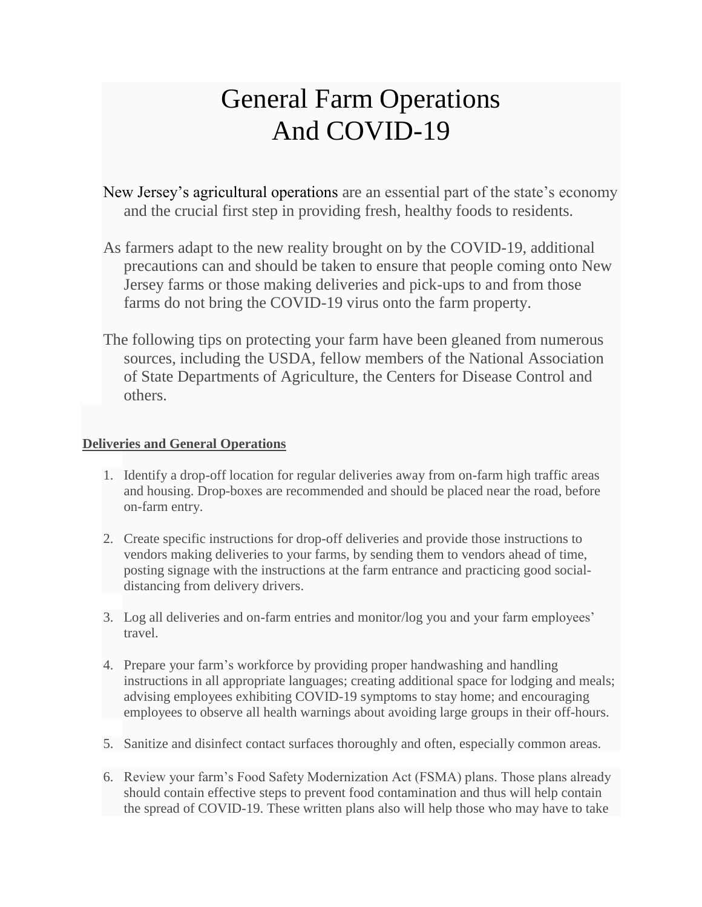# General Farm Operations And COVID-19

New Jersey's agricultural operations are an essential part of the state's economy and the crucial first step in providing fresh, healthy foods to residents.

As farmers adapt to the new reality brought on by the COVID-19, additional precautions can and should be taken to ensure that people coming onto New Jersey farms or those making deliveries and pick-ups to and from those farms do not bring the COVID-19 virus onto the farm property.

The following tips on protecting your farm have been gleaned from numerous sources, including the USDA, fellow members of the National Association of State Departments of Agriculture, the Centers for Disease Control and others.

## Deliveries and General Operations

1. Identify a drop-off location for regular deliveries away from on-farm high traffic areas and housing. Drop-boxes are recommended and should be placed near the road, before on-farm entry.

2. Create specific instructions for drop-off deliveries and provide those instructions to vendors making deliveries to your farms, by sending them to vendors ahead of time, posting signage with the instructions at the farm entrance and practicing good social-distancing from delivery drivers.

3. Log all deliveries and on-farm entries and monitor/log you and your farm employees' travel.

4. Prepare your farm's workforce by providing proper handwashing and handling instructions in all appropriate languages; creating additional space for lodging and meals; advising employees exhibiting COVID-19 symptoms to stay home; and encouraging employees to observe all health warnings about avoiding large groups in their off-hours.

5. Sanitize and disinfect contact surfaces thoroughly and often, especially common areas.

6. Review your farm's Food Safety Modernization Act (FSMA) plans. Those plans already should contain effective steps to prevent food contamination and thus will help contain the spread of COVID-19. These written plans also will help those who may have to take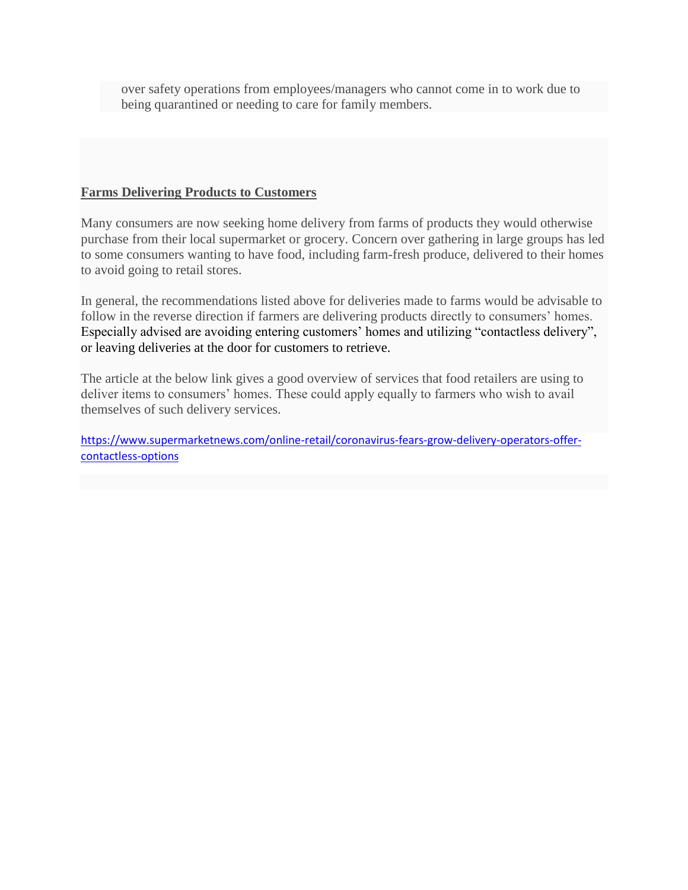over safety operations from employees/managers who cannot come in to work due to being quarantined or needing to care for family members.

## Farms Delivering Products to Customers

Many consumers are now seeking home delivery from farms of products they would otherwise purchase from their local supermarket or grocery. Concern over gathering in large groups has led to some consumers wanting to have food, including farm-fresh produce, delivered to their homes to avoid going to retail stores.

In general, the recommendations listed above for deliveries made to farms would be advisable to follow in the reverse direction if farmers are delivering products directly to consumers' homes. Especially advised are avoiding entering customers' homes and utilizing "contactless delivery", or leaving deliveries at the door for customers to retrieve.

The article at the below link gives a good overview of services that food retailers are using to deliver items to consumers' homes. These could apply equally to farmers who wish to avail themselves of such delivery services.

https://www.supermarketnews.com/online-retail/coronavirus-fears-grow-delivery-operators-offer-contactless-options